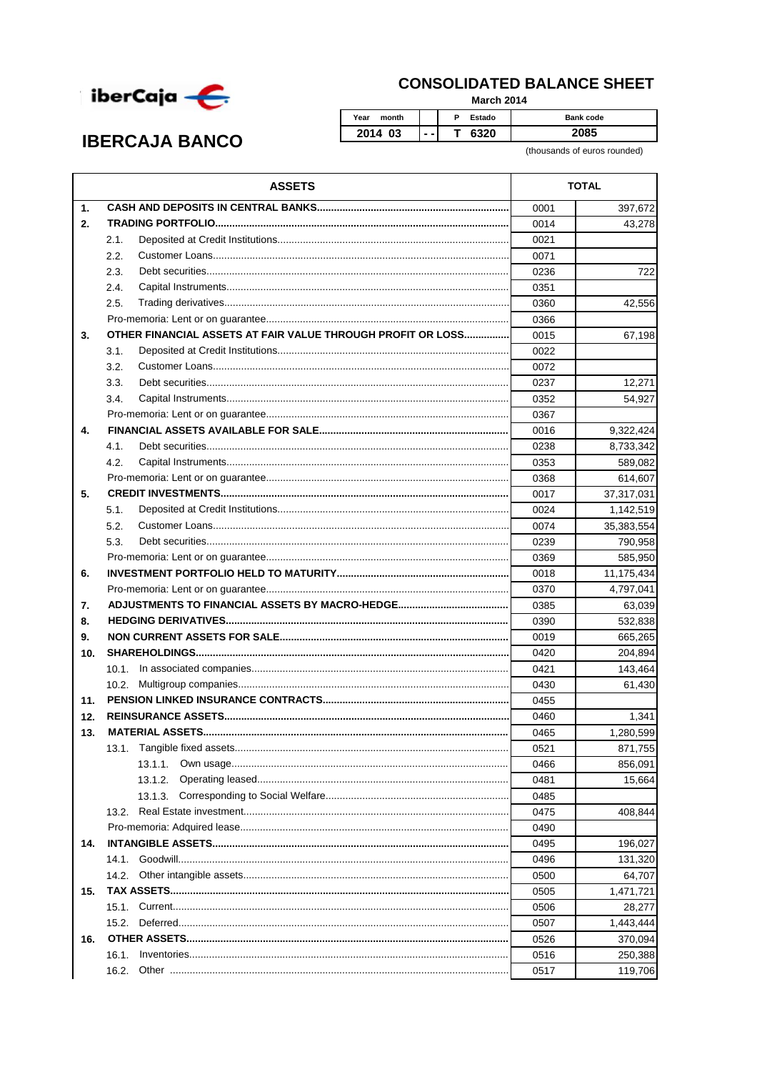# IBERCAJA BANCO

## CONSOLIDATED BALANCE SHEET

**March 2014**

| Year month | | P | Estado | Bank code |
|---|---|---|---|---|
| 2014 03 | - - | T | 6320 | 2085 |

(thousands of euros rounded)

| ASSETS | | TOTAL |
|---|---|---|
| **1. CASH AND DEPOSITS IN CENTRAL BANKS** | 0001 | 397,672 |
| **2. TRADING PORTFOLIO** | 0014 | 43,278 |
| 2.1. Deposited at Credit Institutions | 0021 | |
| 2.2. Customer Loans | 0071 | |
| 2.3. Debt securities | 0236 | 722 |
| 2.4. Capital Instruments | 0351 | |
| 2.5. Trading derivatives | 0360 | 42,556 |
| Pro-memoria: Lent or on guarantee | 0366 | |
| **3. OTHER FINANCIAL ASSETS AT FAIR VALUE THROUGH PROFIT OR LOSS** | 0015 | 67,198 |
| 3.1. Deposited at Credit Institutions | 0022 | |
| 3.2. Customer Loans | 0072 | |
| 3.3. Debt securities | 0237 | 12,271 |
| 3.4. Capital Instruments | 0352 | 54,927 |
| Pro-memoria: Lent or on guarantee | 0367 | |
| **4. FINANCIAL ASSETS AVAILABLE FOR SALE** | 0016 | 9,322,424 |
| 4.1. Debt securities | 0238 | 8,733,342 |
| 4.2. Capital Instruments | 0353 | 589,082 |
| Pro-memoria: Lent or on guarantee | 0368 | 614,607 |
| **5. CREDIT INVESTMENTS** | 0017 | 37,317,031 |
| 5.1. Deposited at Credit Institutions | 0024 | 1,142,519 |
| 5.2. Customer Loans | 0074 | 35,383,554 |
| 5.3. Debt securities | 0239 | 790,958 |
| Pro-memoria: Lent or on guarantee | 0369 | 585,950 |
| **6. INVESTMENT PORTFOLIO HELD TO MATURITY** | 0018 | 11,175,434 |
| Pro-memoria: Lent or on guarantee | 0370 | 4,797,041 |
| **7. ADJUSTMENTS TO FINANCIAL ASSETS BY MACRO-HEDGE** | 0385 | 63,039 |
| **8. HEDGING DERIVATIVES** | 0390 | 532,838 |
| **9. NON CURRENT ASSETS FOR SALE** | 0019 | 665,265 |
| **10. SHAREHOLDINGS** | 0420 | 204,894 |
| 10.1. In associated companies | 0421 | 143,464 |
| 10.2. Multigroup companies | 0430 | 61,430 |
| **11. PENSION LINKED INSURANCE CONTRACTS** | 0455 | |
| **12. REINSURANCE ASSETS** | 0460 | 1,341 |
| **13. MATERIAL ASSETS** | 0465 | 1,280,599 |
| 13.1. Tangible fixed assets | 0521 | 871,755 |
| 13.1.1. Own usage | 0466 | 856,091 |
| 13.1.2. Operating leased | 0481 | 15,664 |
| 13.1.3. Corresponding to Social Welfare | 0485 | |
| 13.2. Real Estate investment | 0475 | 408,844 |
| Pro-memoria: Adquired lease | 0490 | |
| **14. INTANGIBLE ASSETS** | 0495 | 196,027 |
| 14.1. Goodwill | 0496 | 131,320 |
| 14.2. Other intangible assets | 0500 | 64,707 |
| **15. TAX ASSETS** | 0505 | 1,471,721 |
| 15.1. Current | 0506 | 28,277 |
| 15.2. Deferred | 0507 | 1,443,444 |
| **16. OTHER ASSETS** | 0526 | 370,094 |
| 16.1. Inventories | 0516 | 250,388 |
| 16.2. Other | 0517 | 119,706 |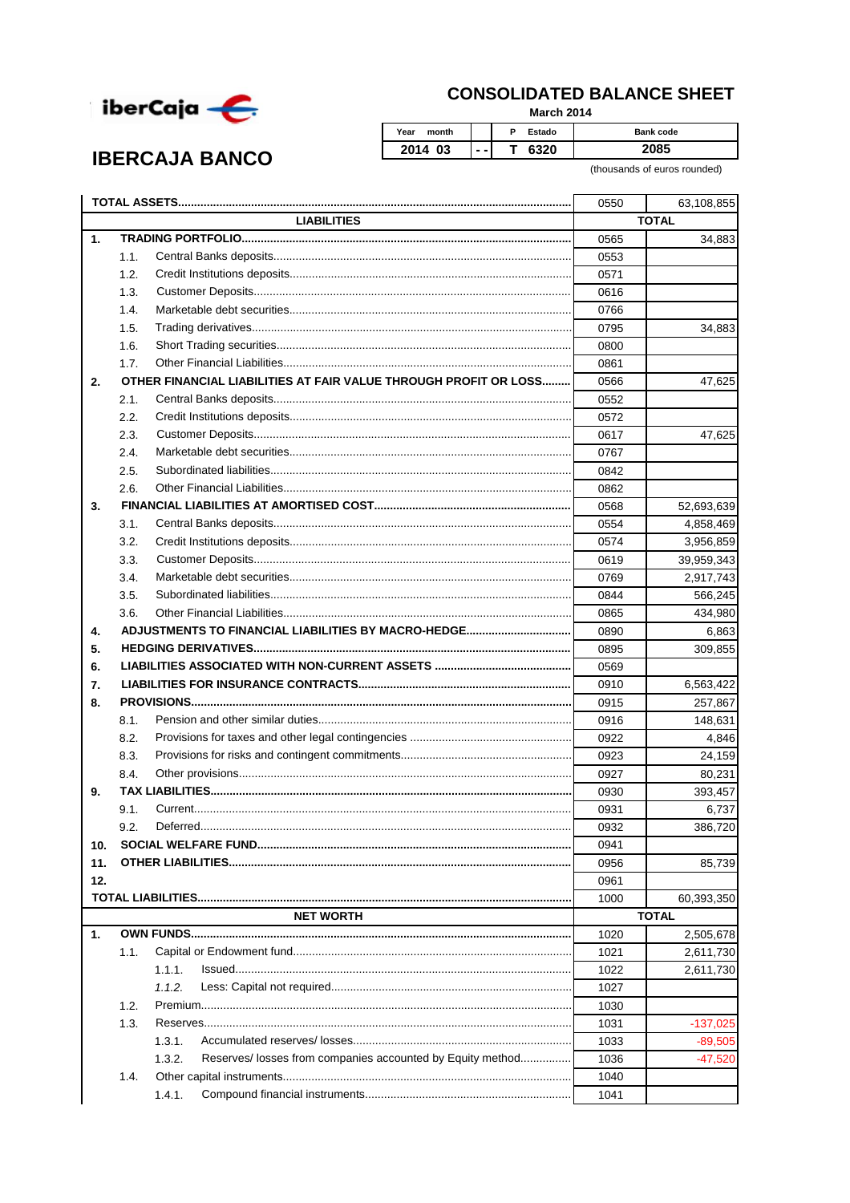iberCaja

# IBERCAJA BANCO

## CONSOLIDATED BALANCE SHEET

**March 2014**

| Year month | | P Estado | Bank code |
|---|---|---|---|
| 2014 03 | - - | T 6320 | 2085 |

(thousands of euros rounded)

| | | | Code | TOTAL |
|---|---|---|---|---|
| **TOTAL ASSETS** | | | 0550 | 63,108,855 |
| | **LIABILITIES** | | | **TOTAL** |
| **1.** | **TRADING PORTFOLIO** | | 0565 | 34,883 |
| | 1.1. | Central Banks deposits | 0553 | |
| | 1.2. | Credit Institutions deposits | 0571 | |
| | 1.3. | Customer Deposits | 0616 | |
| | 1.4. | Marketable debt securities | 0766 | |
| | 1.5. | Trading derivatives | 0795 | 34,883 |
| | 1.6. | Short Trading securities | 0800 | |
| | 1.7. | Other Financial Liabilities | 0861 | |
| **2.** | **OTHER FINANCIAL LIABILITIES AT FAIR VALUE THROUGH PROFIT OR LOSS** | | 0566 | 47,625 |
| | 2.1. | Central Banks deposits | 0552 | |
| | 2.2. | Credit Institutions deposits | 0572 | |
| | 2.3. | Customer Deposits | 0617 | 47,625 |
| | 2.4. | Marketable debt securities | 0767 | |
| | 2.5. | Subordinated liabilities | 0842 | |
| | 2.6. | Other Financial Liabilities | 0862 | |
| **3.** | **FINANCIAL LIABILITIES AT AMORTISED COST** | | 0568 | 52,693,639 |
| | 3.1. | Central Banks deposits | 0554 | 4,858,469 |
| | 3.2. | Credit Institutions deposits | 0574 | 3,956,859 |
| | 3.3. | Customer Deposits | 0619 | 39,959,343 |
| | 3.4. | Marketable debt securities | 0769 | 2,917,743 |
| | 3.5. | Subordinated liabilities | 0844 | 566,245 |
| | 3.6. | Other Financial Liabilities | 0865 | 434,980 |
| **4.** | **ADJUSTMENTS TO FINANCIAL LIABILITIES BY MACRO-HEDGE** | | 0890 | 6,863 |
| **5.** | **HEDGING DERIVATIVES** | | 0895 | 309,855 |
| **6.** | **LIABILITIES ASSOCIATED WITH NON-CURRENT ASSETS** | | 0569 | |
| **7.** | **LIABILITIES FOR INSURANCE CONTRACTS** | | 0910 | 6,563,422 |
| **8.** | **PROVISIONS** | | 0915 | 257,867 |
| | 8.1. | Pension and other similar duties | 0916 | 148,631 |
| | 8.2. | Provisions for taxes and other legal contingencies | 0922 | 4,846 |
| | 8.3. | Provisions for risks and contingent commitments | 0923 | 24,159 |
| | 8.4. | Other provisions | 0927 | 80,231 |
| **9.** | **TAX LIABILITIES** | | 0930 | 393,457 |
| | 9.1. | Current | 0931 | 6,737 |
| | 9.2. | Deferred | 0932 | 386,720 |
| **10.** | **SOCIAL WELFARE FUND** | | 0941 | |
| **11.** | **OTHER LIABILITIES** | | 0956 | 85,739 |
| **12.** | | | 0961 | |
| **TOTAL LIABILITIES** | | | 1000 | 60,393,350 |
| | **NET WORTH** | | | **TOTAL** |
| **1.** | **OWN FUNDS** | | 1020 | 2,505,678 |
| | 1.1. | Capital or Endowment fund | 1021 | 2,611,730 |
| | | 1.1.1. Issued | 1022 | 2,611,730 |
| | | *1.1.2.* Less: Capital not required | 1027 | |
| | 1.2. | Premium | 1030 | |
| | 1.3. | Reserves | 1031 | -137,025 |
| | | 1.3.1. Accumulated reserves/ losses | 1033 | -89,505 |
| | | 1.3.2. Reserves/ losses from companies accounted by Equity method | 1036 | -47,520 |
| | 1.4. | Other capital instruments | 1040 | |
| | | 1.4.1. Compound financial instruments | 1041 | |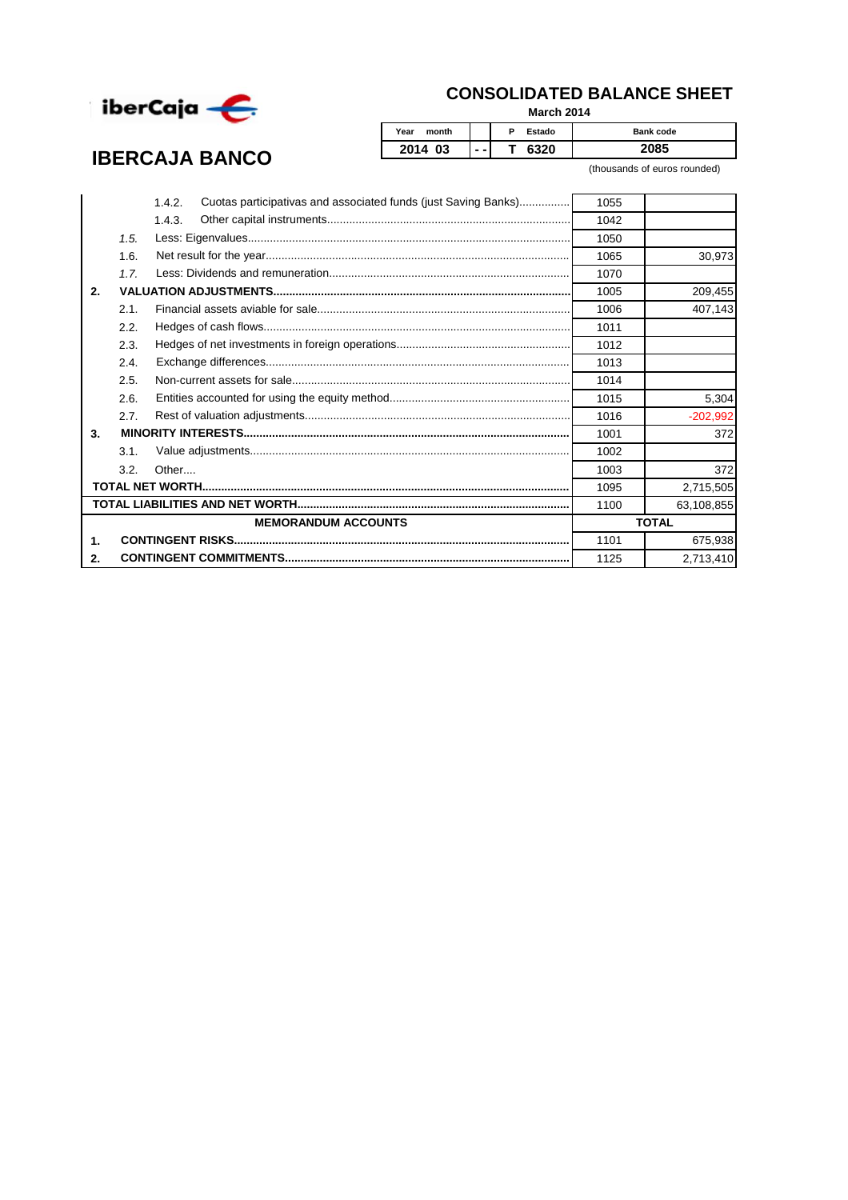# IBERCAJA BANCO

## CONSOLIDATED BALANCE SHEET

March 2014

| Year month | | P Estado | Bank code |
|---|---|---|---|
| 2014 03 | - - | T 6320 | 2085 |

(thousands of euros rounded)

| | | | |
|---|---|---|---|
| | 1.4.2. Cuotas participativas and associated funds (just Saving Banks)................ | 1055 | |
| | 1.4.3. Other capital instruments............................................................................ | 1042 | |
| *1.5.* | Less: Eigenvalues.................................................................................................... | 1050 | |
| 1.6. | Net result for the year.............................................................................................. | 1065 | 30,973 |
| *1.7.* | Less: Dividends and remuneration.......................................................................... | 1070 | |
| **2.** | **VALUATION ADJUSTMENTS...........................................................................** | 1005 | 209,455 |
| 2.1. | Financial assets aviable for sale.............................................................................. | 1006 | 407,143 |
| 2.2. | Hedges of cash flows................................................................................................ | 1011 | |
| 2.3. | Hedges of net investments in foreign operations...................................................... | 1012 | |
| 2.4. | Exchange differences................................................................................................ | 1013 | |
| 2.5. | Non-current assets for sale....................................................................................... | 1014 | |
| 2.6. | Entities accounted for using the equity method........................................................ | 1015 | 5,304 |
| 2.7. | Rest of valuation adjustments................................................................................... | 1016 | -202,992 |
| **3.** | **MINORITY INTERESTS.....................................................................................** | 1001 | 372 |
| 3.1. | Value adjustments.................................................................................................... | 1002 | |
| 3.2. | Other.... | 1003 | 372 |
| **TOTAL NET WORTH.................................................................................................** | | 1095 | 2,715,505 |
| **TOTAL LIABILITIES AND NET WORTH...................................................................** | | 1100 | 63,108,855 |
| **MEMORANDUM ACCOUNTS** | | **TOTAL** | |
| **1.** | **CONTINGENT RISKS.......................................................................................** | 1101 | 675,938 |
| **2.** | **CONTINGENT COMMITMENTS........................................................................** | 1125 | 2,713,410 |